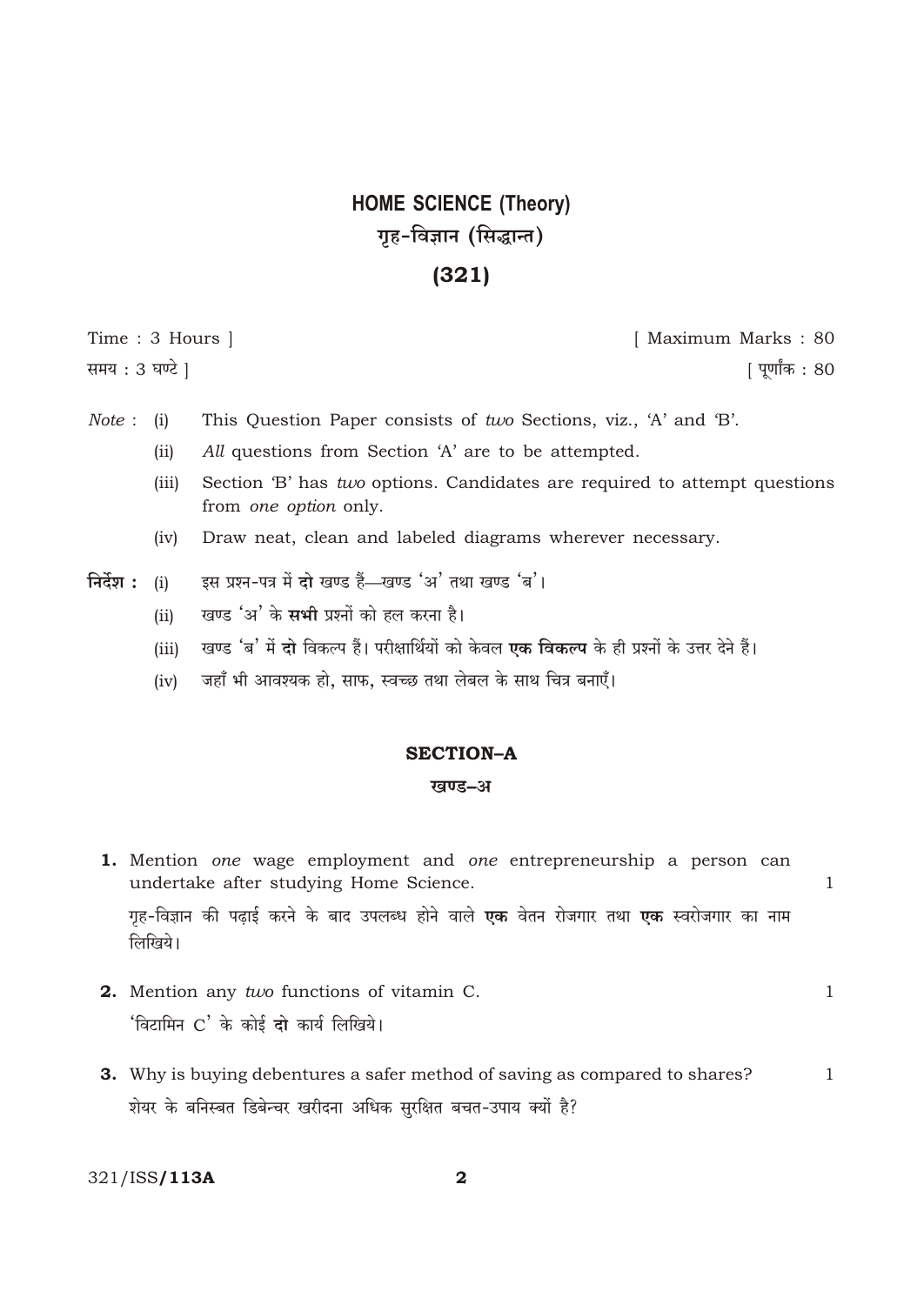# HOME SCIENCE (Theory)

# गृह-विज्ञान (सिद्धान्त)

# (321)

Time : 3 Hours ] [ Maximum Marks : 80

समय : 3 घण्टे ] [ पूर्णांक : 80

*Note* : (i) This Question Paper consists of *two* Sections, viz., 'A' and 'B'.

(ii) *All* questions from Section 'A' are to be attempted.

(iii) Section 'B' has *two* options. Candidates are required to attempt questions from *one option* only.

(iv) Draw neat, clean and labeled diagrams wherever necessary.

**निर्देश :** (i) इस प्रश्न-पत्र में **दो** खण्ड हैं—खण्ड 'अ' तथा खण्ड 'ब'।

(ii) खण्ड 'अ' के **सभी** प्रश्नों को हल करना है।

(iii) खण्ड 'ब' में **दो** विकल्प हैं। परीक्षार्थियों को केवल **एक विकल्प** के ही प्रश्नों के उत्तर देने हैं।

(iv) जहाँ भी आवश्यक हो, साफ, स्वच्छ तथा लेबल के साथ चित्र बनाएँ।

## SECTION–A

## खण्ड–अ

**1.** Mention *one* wage employment and *one* entrepreneurship a person can undertake after studying Home Science. 1

गृह-विज्ञान की पढ़ाई करने के बाद उपलब्ध होने वाले **एक** वेतन रोजगार तथा **एक** स्वरोजगार का नाम लिखिये।

**2.** Mention any *two* functions of vitamin C. 1

'विटामिन C' के कोई **दो** कार्य लिखिये।

**3.** Why is buying debentures a safer method of saving as compared to shares? 1

शेयर के बनिस्बत डिबेन्चर खरीदना अधिक सुरक्षित बचत-उपाय क्यों है?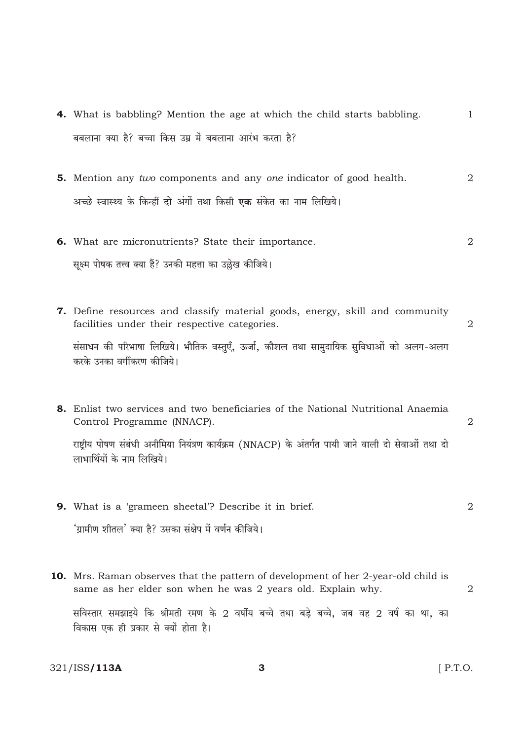**4.** What is babbling? Mention the age at which the child starts babbling. 1

बबलाना क्या है? बच्चा किस उम्र में बबलाना आरंभ करता है?

**5.** Mention any *two* components and any *one* indicator of good health. 2

अच्छे स्वास्थ्य के किन्हीं **दो** अंगों तथा किसी **एक** संकेत का नाम लिखिये।

**6.** What are micronutrients? State their importance. 2

सूक्ष्म पोषक तत्त्व क्या हैं? उनकी महत्ता का उल्लेख कीजिये।

**7.** Define resources and classify material goods, energy, skill and community facilities under their respective categories. 2

संसाधन की परिभाषा लिखिये। भौतिक वस्तुएँ, ऊर्जा, कौशल तथा सामुदायिक सुविधाओं को अलग-अलग करके उनका वर्गीकरण कीजिये।

**8.** Enlist two services and two beneficiaries of the National Nutritional Anaemia Control Programme (NNACP). 2

राष्ट्रीय पोषण संबंधी अनीमिया नियंत्रण कार्यक्रम (NNACP) के अंतर्गत पायी जाने वाली दो सेवाओं तथा दो लाभार्थियों के नाम लिखिये।

**9.** What is a 'grameen sheetal'? Describe it in brief. 2

'ग्रामीण शीतल' क्या है? उसका संक्षेप में वर्णन कीजिये।

**10.** Mrs. Raman observes that the pattern of development of her 2-year-old child is same as her elder son when he was 2 years old. Explain why. 2

सविस्तार समझाइये कि श्रीमती रमण के 2 वर्षीय बच्चे तथा बड़े बच्चे, जब वह 2 वर्ष का था, का विकास एक ही प्रकार से क्यों होता है।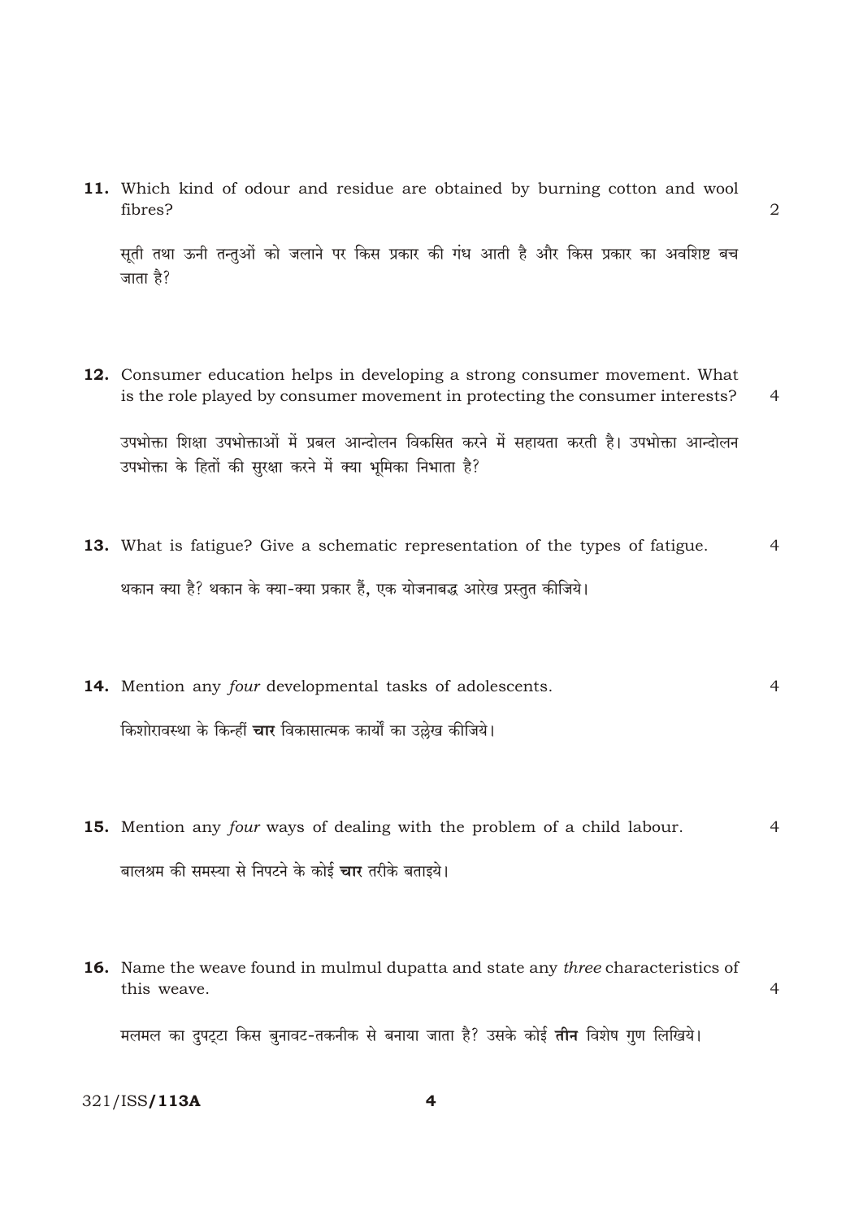**11.** Which kind of odour and residue are obtained by burning cotton and wool fibres? 2

सूती तथा ऊनी तन्तुओं को जलाने पर किस प्रकार की गंध आती है और किस प्रकार का अवशिष्ट बच जाता है?

**12.** Consumer education helps in developing a strong consumer movement. What is the role played by consumer movement in protecting the consumer interests? 4

उपभोक्ता शिक्षा उपभोक्ताओं में प्रबल आन्दोलन विकसित करने में सहायता करती है। उपभोक्ता आन्दोलन उपभोक्ता के हितों की सुरक्षा करने में क्या भूमिका निभाता है?

**13.** What is fatigue? Give a schematic representation of the types of fatigue. 4

थकान क्या है? थकान के क्या-क्या प्रकार हैं, एक योजनाबद्ध आरेख प्रस्तुत कीजिये।

**14.** Mention any *four* developmental tasks of adolescents. 4

किशोरावस्था के किन्हीं **चार** विकासात्मक कार्यों का उल्लेख कीजिये।

**15.** Mention any *four* ways of dealing with the problem of a child labour. 4

बालश्रम की समस्या से निपटने के कोई **चार** तरीके बताइये।

**16.** Name the weave found in mulmul dupatta and state any *three* characteristics of this weave. 4

मलमल का दुपट्टा किस बुनावट-तकनीक से बनाया जाता है? उसके कोई **तीन** विशेष गुण लिखिये।

321/ISS/**113A**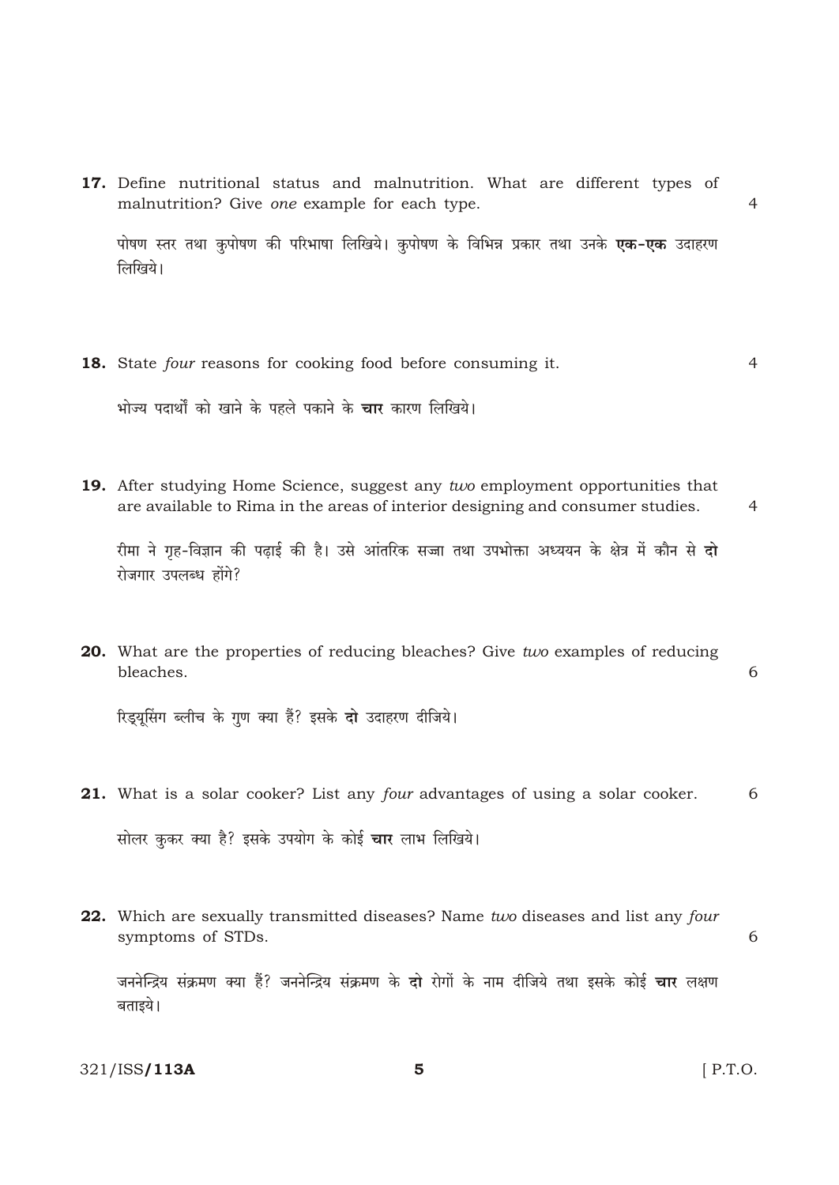**17.** Define nutritional status and malnutrition. What are different types of malnutrition? Give *one* example for each type. 4

पोषण स्तर तथा कुपोषण की परिभाषा लिखिये। कुपोषण के विभिन्न प्रकार तथा उनके **एक-एक** उदाहरण लिखिये।

**18.** State *four* reasons for cooking food before consuming it. 4

भोज्य पदार्थों को खाने के पहले पकाने के **चार** कारण लिखिये।

**19.** After studying Home Science, suggest any *two* employment opportunities that are available to Rima in the areas of interior designing and consumer studies. 4

रीमा ने गृह-विज्ञान की पढ़ाई की है। उसे आंतरिक सज्जा तथा उपभोक्ता अध्ययन के क्षेत्र में कौन से **दो** रोजगार उपलब्ध होंगे?

**20.** What are the properties of reducing bleaches? Give *two* examples of reducing bleaches. 6

रिड्यूसिंग ब्लीच के गुण क्या हैं? इसके **दो** उदाहरण दीजिये।

**21.** What is a solar cooker? List any *four* advantages of using a solar cooker. 6

सोलर कुकर क्या है? इसके उपयोग के कोई **चार** लाभ लिखिये।

**22.** Which are sexually transmitted diseases? Name *two* diseases and list any *four* symptoms of STDs. 6

जननेन्द्रिय संक्रमण क्या हैं? जननेन्द्रिय संक्रमण के **दो** रोगों के नाम दीजिये तथा इसके कोई **चार** लक्षण बताइये।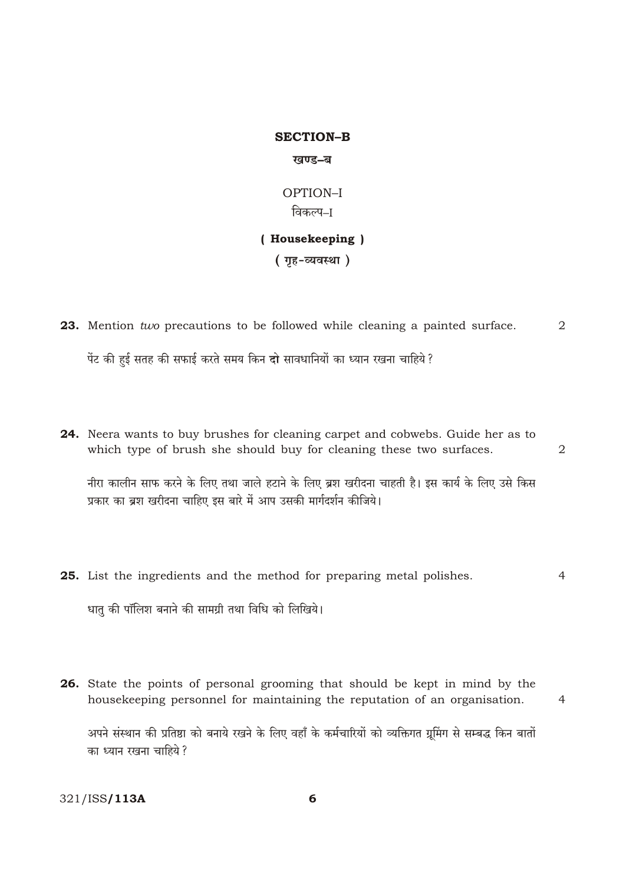## SECTION–B

### खण्ड–ब

OPTION–I

विकल्प–I

### ( Housekeeping )

### ( गृह-व्यवस्था )

**23.** Mention *two* precautions to be followed while cleaning a painted surface. 2

पेंट की हुई सतह की सफाई करते समय किन **दो** सावधानियों का ध्यान रखना चाहिये?

**24.** Neera wants to buy brushes for cleaning carpet and cobwebs. Guide her as to which type of brush she should buy for cleaning these two surfaces. 2

नीरा कालीन साफ करने के लिए तथा जाले हटाने के लिए ब्रश खरीदना चाहती है। इस कार्य के लिए उसे किस प्रकार का ब्रश खरीदना चाहिए इस बारे में आप उसकी मार्गदर्शन कीजिये।

**25.** List the ingredients and the method for preparing metal polishes. 4

धातु की पॉलिश बनाने की सामग्री तथा विधि को लिखिये।

**26.** State the points of personal grooming that should be kept in mind by the housekeeping personnel for maintaining the reputation of an organisation. 4

अपने संस्थान की प्रतिष्ठा को बनाये रखने के लिए वहाँ के कर्मचारियों को व्यक्तिगत ग्रूमिंग से सम्बद्ध किन बातों का ध्यान रखना चाहिये?

321/ISS/113A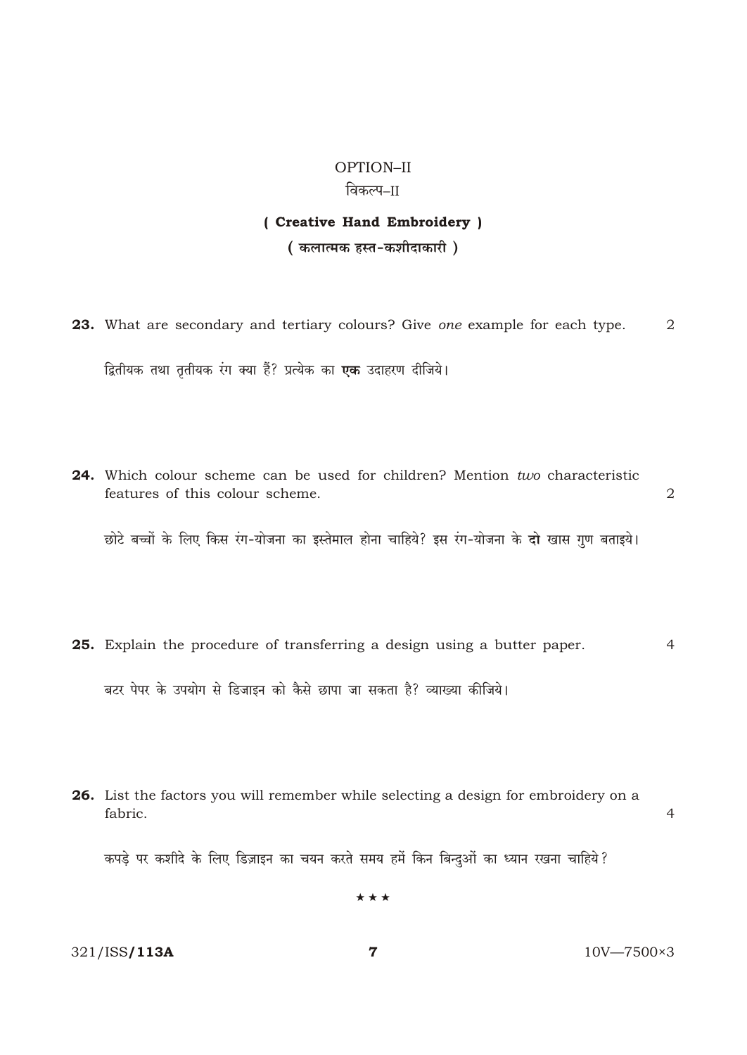## OPTION–II

## विकल्प–II

### ( Creative Hand Embroidery )

### ( कलात्मक हस्त-कशीदाकारी )

**23.** What are secondary and tertiary colours? Give *one* example for each type. 2

द्वितीयक तथा तृतीयक रंग क्या हैं? प्रत्येक का **एक** उदाहरण दीजिये।

**24.** Which colour scheme can be used for children? Mention *two* characteristic features of this colour scheme. 2

छोटे बच्चों के लिए किस रंग-योजना का इस्तेमाल होना चाहिये? इस रंग-योजना के **दो** खास गुण बताइये।

**25.** Explain the procedure of transferring a design using a butter paper. 4

बटर पेपर के उपयोग से डिजाइन को कैसे छापा जा सकता है? व्याख्या कीजिये।

**26.** List the factors you will remember while selecting a design for embroidery on a fabric. 4

कपड़े पर कशीदे के लिए डिज़ाइन का चयन करते समय हमें किन बिन्दुओं का ध्यान रखना चाहिये?

★ ★ ★

321/ISS/**113A** 10V—7500×3